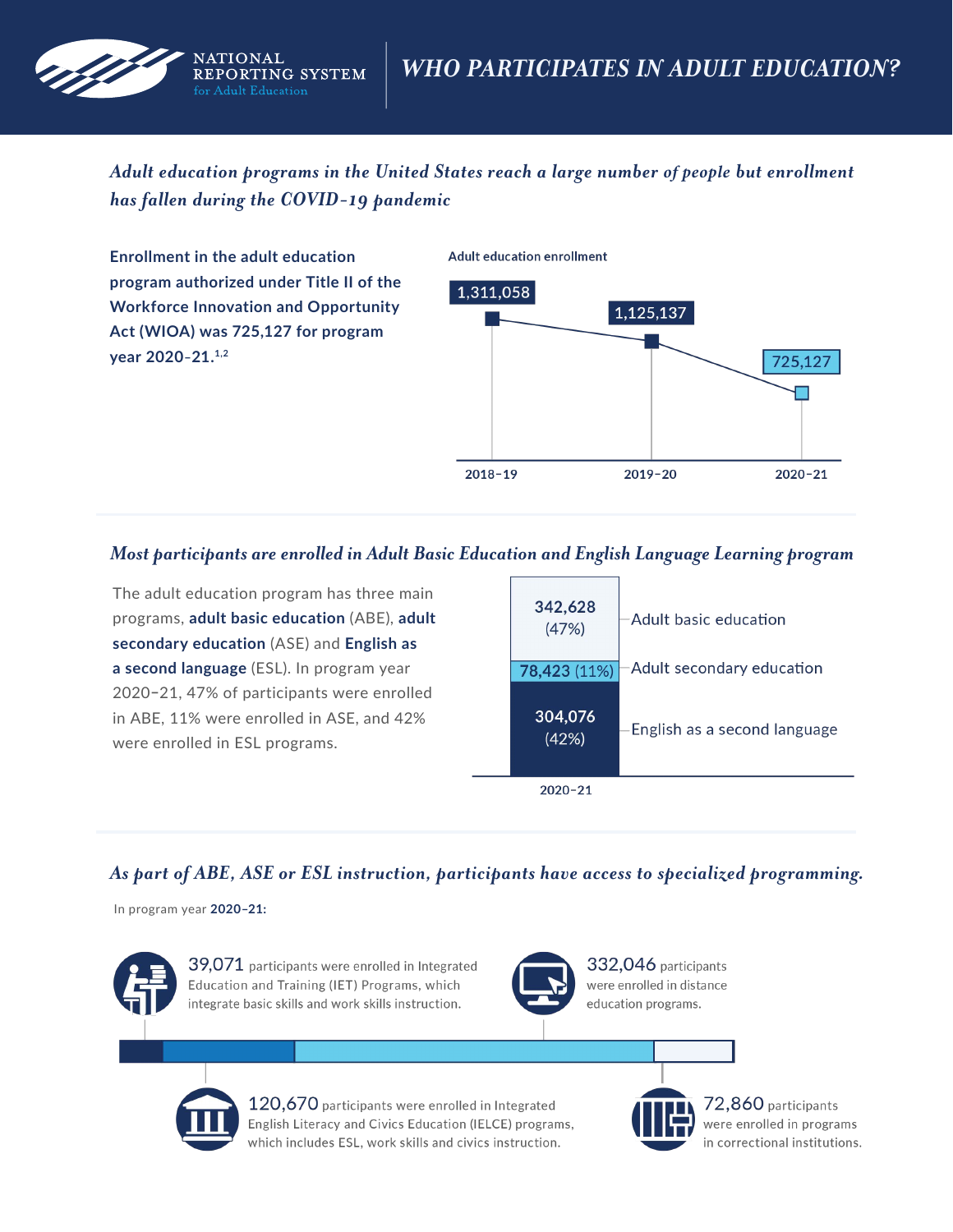NATIONAL REPORTING SYSTEM for Adult Education

# *WHO PARTICIPATES IN ADULT EDUCATION?*

## *Adult education programs in the United States reach a large number of people but enrollment has fallen during the COVID-19 pandemic*

**Enrollment in the adult education program authorized under Title II of the Workforce Innovation and Opportunity Act (WIOA) was 725,127 for program year 2020–21.[1,2]**

Adult education enrollment

| Year | Enrollment |
| --- | --- |
| 2018–19 | 1,311,058 |
| 2019–20 | 1,125,137 |
| 2020–21 | 725,127 |

## *Most participants are enrolled in Adult Basic Education and English Language Learning program*

The adult education program has three main programs, **adult basic education** (ABE), **adult secondary education** (ASE) and **English as a second language** (ESL). In program year 2020–21, 47% of participants were enrolled in ABE, 11% were enrolled in ASE, and 42% were enrolled in ESL programs.

| 2020–21 | Participants |
| --- | --- |
| Adult basic education | 342,628 (47%) |
| Adult secondary education | 78,423 (11%) |
| English as a second language | 304,076 (42%) |

## *As part of ABE, ASE or ESL instruction, participants have access to specialized programming.*

In program year **2020–21:**

- **39,071** participants were enrolled in Integrated Education and Training (IET) Programs, which integrate basic skills and work skills instruction.
- **332,046** participants were enrolled in distance education programs.
- **120,670** participants were enrolled in Integrated English Literacy and Civics Education (IELCE) programs, which includes ESL, work skills and civics instruction.
- **72,860** participants were enrolled in programs in correctional institutions.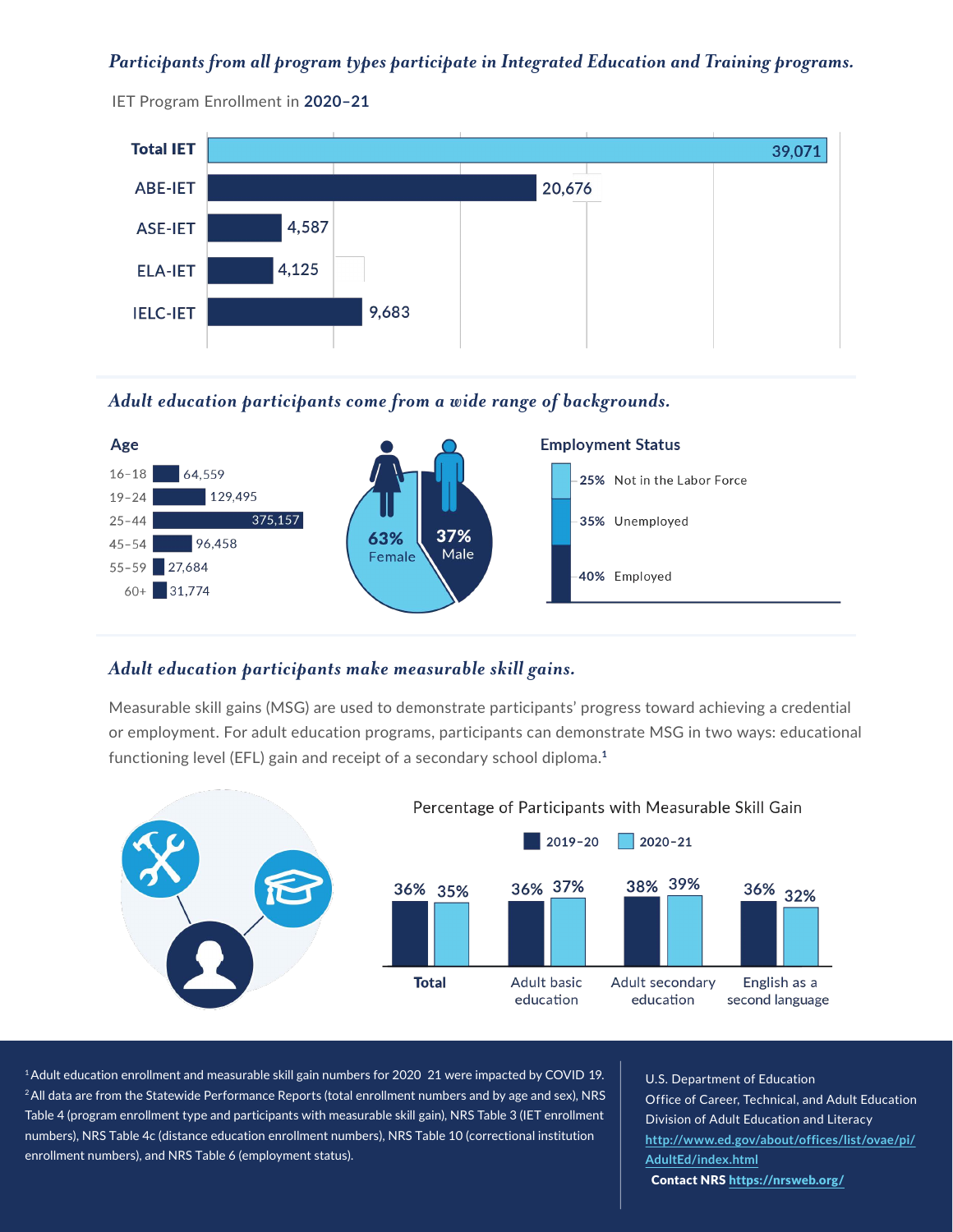### *Participants from all program types participate in Integrated Education and Training programs.*

IET Program Enrollment in **2020–21**

Total IET 39,071
ABE-IET 20,676
ASE-IET 4,587
ELA-IET 4,125
IELC-IET 9,683

### *Adult education participants come from a wide range of backgrounds.*

**Age**

16–18 64,559
19–24 129,495
25–44 375,157
45–54 96,458
55–59 27,684
60+ 31,774

63% Female
37% Male

**Employment Status**

25% Not in the Labor Force
35% Unemployed
40% Employed

### *Adult education participants make measurable skill gains.*

Measurable skill gains (MSG) are used to demonstrate participants' progress toward achieving a credential or employment. For adult education programs, participants can demonstrate MSG in two ways: educational functioning level (EFL) gain and receipt of a secondary school diploma.[1]

Percentage of Participants with Measurable Skill Gain

2019–20 2020–21

**Total** 36% 35%
Adult basic education 36% 37%
Adult secondary education 38% 39%
English as a second language 36% 32%

[1] Adult education enrollment and measurable skill gain numbers for 2020 21 were impacted by COVID 19.
[2] All data are from the Statewide Performance Reports (total enrollment numbers and by age and sex), NRS Table 4 (program enrollment type and participants with measurable skill gain), NRS Table 3 (IET enrollment numbers), NRS Table 4c (distance education enrollment numbers), NRS Table 10 (correctional institution enrollment numbers), and NRS Table 6 (employment status).

U.S. Department of Education
Office of Career, Technical, and Adult Education
Division of Adult Education and Literacy
http://www.ed.gov/about/offices/list/ovae/pi/AdultEd/index.html
**Contact NRS** https://nrsweb.org/